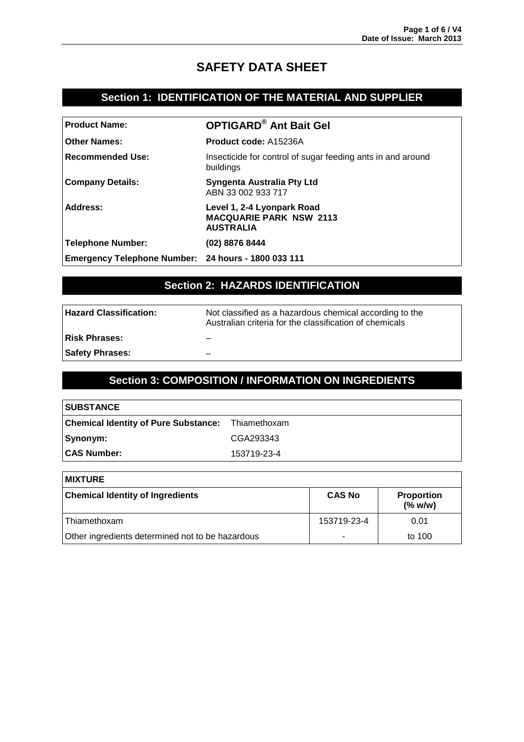# SAFETY DATA SHEET

## Section 1: IDENTIFICATION OF THE MATERIAL AND SUPPLIER

| | |
|---|---|
| **Product Name:** | **OPTIGARD® Ant Bait Gel** |
| **Other Names:** | **Product code:** A15236A |
| **Recommended Use:** | Insecticide for control of sugar feeding ants in and around buildings |
| **Company Details:** | **Syngenta Australia Pty Ltd**<br>ABN 33 002 933 717 |
| **Address:** | **Level 1, 2-4 Lyonpark Road**<br>**MACQUARIE PARK NSW 2113**<br>**AUSTRALIA** |
| **Telephone Number:** | **(02) 8876 8444** |
| **Emergency Telephone Number:** | **24 hours - 1800 033 111** |

## Section 2: HAZARDS IDENTIFICATION

| | |
|---|---|
| **Hazard Classification:** | Not classified as a hazardous chemical according to the Australian criteria for the classification of chemicals |
| **Risk Phrases:** | – |
| **Safety Phrases:** | – |

## Section 3: COMPOSITION / INFORMATION ON INGREDIENTS

| **SUBSTANCE** | |
|---|---|
| **Chemical Identity of Pure Substance:** | Thiamethoxam |
| **Synonym:** | CGA293343 |
| **CAS Number:** | 153719-23-4 |

**MIXTURE**

| **Chemical Identity of Ingredients** | **CAS No** | **Proportion (% w/w)** |
|---|---|---|
| Thiamethoxam | 153719-23-4 | 0.01 |
| Other ingredients determined not to be hazardous | - | to 100 |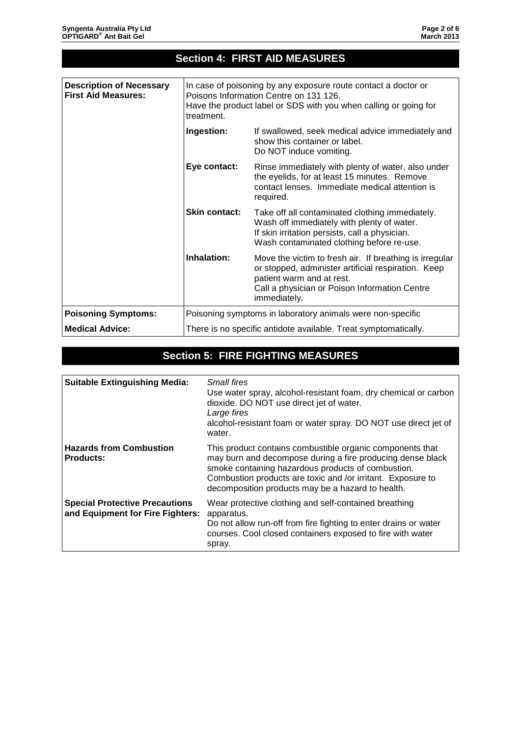## Section 4: FIRST AID MEASURES

| | | |
|---|---|---|
| **Description of Necessary First Aid Measures:** | In case of poisoning by any exposure route contact a doctor or Poisons Information Centre on 131 126.<br>Have the product label or SDS with you when calling or going for treatment. | |
| | **Ingestion:** | If swallowed, seek medical advice immediately and show this container or label.<br>Do NOT induce vomiting. |
| | **Eye contact:** | Rinse immediately with plenty of water, also under the eyelids, for at least 15 minutes. Remove contact lenses. Immediate medical attention is required. |
| | **Skin contact:** | Take off all contaminated clothing immediately.<br>Wash off immediately with plenty of water.<br>If skin irritation persists, call a physician.<br>Wash contaminated clothing before re-use. |
| | **Inhalation:** | Move the victim to fresh air. If breathing is irregular or stopped, administer artificial respiration. Keep patient warm and at rest.<br>Call a physician or Poison Information Centre immediately. |
| **Poisoning Symptoms:** | Poisoning symptoms in laboratory animals were non-specific | |
| **Medical Advice:** | There is no specific antidote available. Treat symptomatically. | |

## Section 5: FIRE FIGHTING MEASURES

| | |
|---|---|
| **Suitable Extinguishing Media:** | *Small fires*<br>Use water spray, alcohol-resistant foam, dry chemical or carbon dioxide. DO NOT use direct jet of water.<br>*Large fires*<br>alcohol-resistant foam or water spray. DO NOT use direct jet of water. |
| **Hazards from Combustion Products:** | This product contains combustible organic components that may burn and decompose during a fire producing dense black smoke containing hazardous products of combustion. Combustion products are toxic and /or irritant. Exposure to decomposition products may be a hazard to health. |
| **Special Protective Precautions and Equipment for Fire Fighters:** | Wear protective clothing and self-contained breathing apparatus.<br>Do not allow run-off from fire fighting to enter drains or water courses. Cool closed containers exposed to fire with water spray. |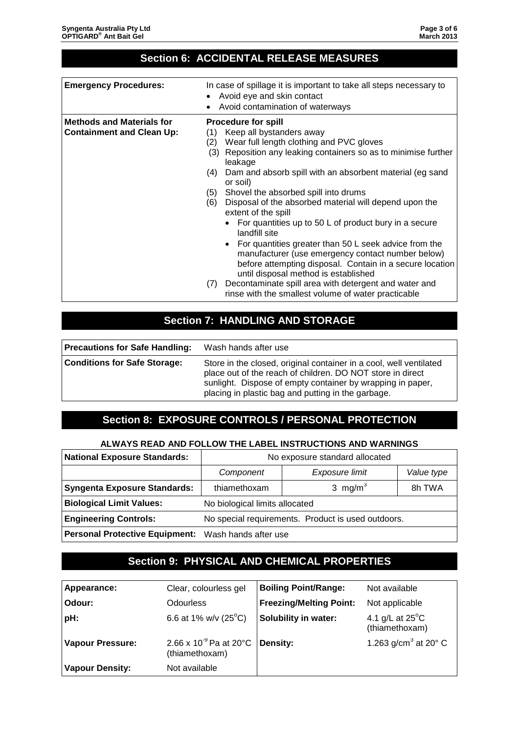## Section 6: ACCIDENTAL RELEASE MEASURES

| | |
|---|---|
| **Emergency Procedures:** | In case of spillage it is important to take all steps necessary to<br>• Avoid eye and skin contact<br>• Avoid contamination of waterways |
| **Methods and Materials for Containment and Clean Up:** | **Procedure for spill**<br>(1) Keep all bystanders away<br>(2) Wear full length clothing and PVC gloves<br>(3) Reposition any leaking containers so as to minimise further leakage<br>(4) Dam and absorb spill with an absorbent material (eg sand or soil)<br>(5) Shovel the absorbed spill into drums<br>(6) Disposal of the absorbed material will depend upon the extent of the spill<br>• For quantities up to 50 L of product bury in a secure landfill site<br>• For quantities greater than 50 L seek advice from the manufacturer (use emergency contact number below) before attempting disposal. Contain in a secure location until disposal method is established<br>(7) Decontaminate spill area with detergent and water and rinse with the smallest volume of water practicable |

## Section 7: HANDLING AND STORAGE

| | |
|---|---|
| **Precautions for Safe Handling:** | Wash hands after use |
| **Conditions for Safe Storage:** | Store in the closed, original container in a cool, well ventilated place out of the reach of children. DO NOT store in direct sunlight. Dispose of empty container by wrapping in paper, placing in plastic bag and putting in the garbage. |

## Section 8: EXPOSURE CONTROLS / PERSONAL PROTECTION

**ALWAYS READ AND FOLLOW THE LABEL INSTRUCTIONS AND WARNINGS**

| **National Exposure Standards:** | No exposure standard allocated | | |
|---|---|---|---|
| | *Component* | *Exposure limit* | *Value type* |
| **Syngenta Exposure Standards:** | thiamethoxam | 3 $mg/m^3$ | 8h TWA |
| **Biological Limit Values:** | No biological limits allocated | | |
| **Engineering Controls:** | No special requirements. Product is used outdoors. | | |
| **Personal Protective Equipment:** | Wash hands after use | | |

## Section 9: PHYSICAL AND CHEMICAL PROPERTIES

| | | | |
|---|---|---|---|
| **Appearance:** | Clear, colourless gel | **Boiling Point/Range:** | Not available |
| **Odour:** | Odourless | **Freezing/Melting Point:** | Not applicable |
| **pH:** | 6.6 at 1% w/v (25°C) | **Solubility in water:** | 4.1 g/L at 25°C (thiamethoxam) |
| **Vapour Pressure:** | $2.66 \times 10^{-9}$ Pa at 20°C (thiamethoxam) | **Density:** | 1.263 $g/cm^3$ at 20° C |
| **Vapour Density:** | Not available | | |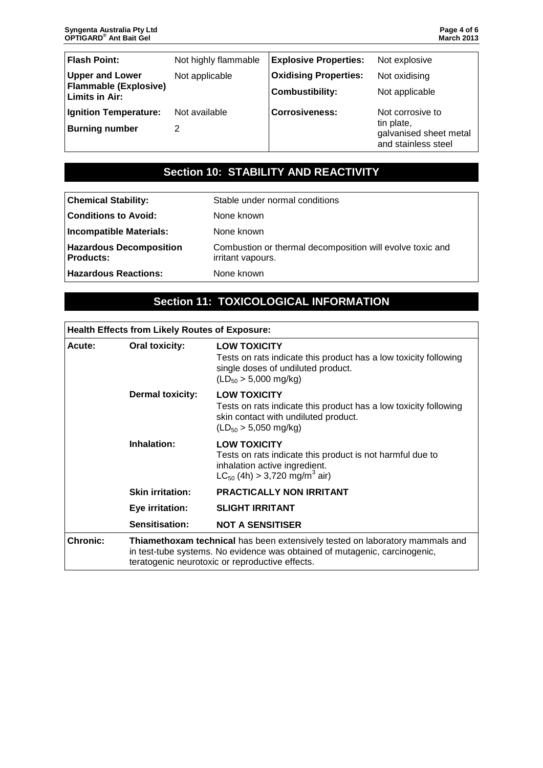| Flash Point: | Not highly flammable | Explosive Properties: | Not explosive |
|---|---|---|---|
| Upper and Lower Flammable (Explosive) Limits in Air: | Not applicable | Oxidising Properties: | Not oxidising |
| | | Combustibility: | Not applicable |
| Ignition Temperature: | Not available | Corrosiveness: | Not corrosive to tin plate, galvanised sheet metal and stainless steel |
| Burning number | 2 | | |

## Section 10: STABILITY AND REACTIVITY

| | |
|---|---|
| **Chemical Stability:** | Stable under normal conditions |
| **Conditions to Avoid:** | None known |
| **Incompatible Materials:** | None known |
| **Hazardous Decomposition Products:** | Combustion or thermal decomposition will evolve toxic and irritant vapours. |
| **Hazardous Reactions:** | None known |

## Section 11: TOXICOLOGICAL INFORMATION

| Health Effects from Likely Routes of Exposure: | | |
|---|---|---|
| **Acute:** | **Oral toxicity:** | **LOW TOXICITY** Tests on rats indicate this product has a low toxicity following single doses of undiluted product. ($LD_{50}$ > 5,000 mg/kg) |
| | **Dermal toxicity:** | **LOW TOXICITY** Tests on rats indicate this product has a low toxicity following skin contact with undiluted product. ($LD_{50}$ > 5,050 mg/kg) |
| | **Inhalation:** | **LOW TOXICITY** Tests on rats indicate this product is not harmful due to inhalation active ingredient. $LC_{50}$ (4h) > 3,720 mg/m$^3$ air) |
| | **Skin irritation:** | **PRACTICALLY NON IRRITANT** |
| | **Eye irritation:** | **SLIGHT IRRITANT** |
| | **Sensitisation:** | **NOT A SENSITISER** |
| **Chronic:** | **Thiamethoxam technical** has been extensively tested on laboratory mammals and in test-tube systems. No evidence was obtained of mutagenic, carcinogenic, teratogenic neurotoxic or reproductive effects. | |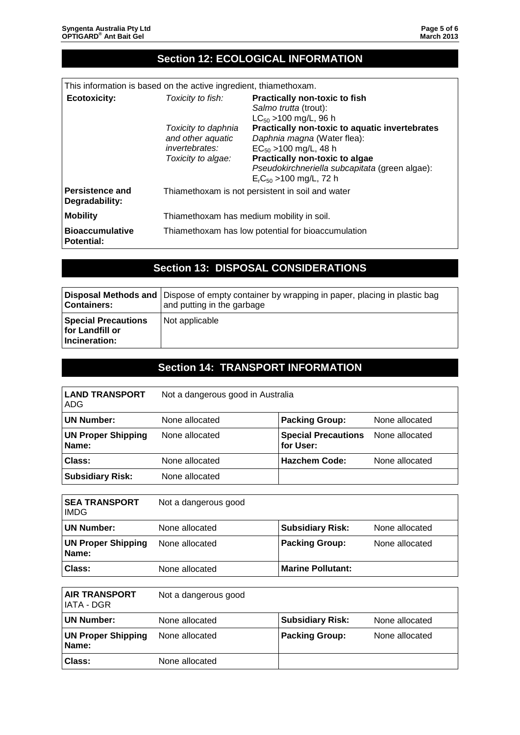## Section 12: ECOLOGICAL INFORMATION

This information is based on the active ingredient, thiamethoxam.

| | | |
|---|---|---|
| **Ecotoxicity:** | *Toxicity to fish:* | **Practically non-toxic to fish**<br>*Salmo trutta* (trout):<br>$LC_{50}$ >100 mg/L, 96 h |
| | *Toxicity to daphnia and other aquatic invertebrates:* | **Practically non-toxic to aquatic invertebrates**<br>*Daphnia magna* (Water flea):<br>$EC_{50}$ >100 mg/L, 48 h |
| | *Toxicity to algae:* | **Practically non-toxic to algae**<br>*Pseudokirchneriella subcapitata* (green algae):<br>$E_rC_{50}$ >100 mg/L, 72 h |
| **Persistence and Degradability:** | Thiamethoxam is not persistent in soil and water | |
| **Mobility** | Thiamethoxam has medium mobility in soil. | |
| **Bioaccumulative Potential:** | Thiamethoxam has low potential for bioaccumulation | |

## Section 13: DISPOSAL CONSIDERATIONS

| | |
|---|---|
| **Disposal Methods and Containers:** | Dispose of empty container by wrapping in paper, placing in plastic bag and putting in the garbage |
| **Special Precautions for Landfill or Incineration:** | Not applicable |

## Section 14: TRANSPORT INFORMATION

| **LAND TRANSPORT** ADG | Not a dangerous good in Australia | | |
|---|---|---|---|
| **UN Number:** | None allocated | **Packing Group:** | None allocated |
| **UN Proper Shipping Name:** | None allocated | **Special Precautions for User:** | None allocated |
| **Class:** | None allocated | **Hazchem Code:** | None allocated |
| **Subsidiary Risk:** | None allocated | | |

| **SEA TRANSPORT** IMDG | Not a dangerous good | | |
|---|---|---|---|
| **UN Number:** | None allocated | **Subsidiary Risk:** | None allocated |
| **UN Proper Shipping Name:** | None allocated | **Packing Group:** | None allocated |
| **Class:** | None allocated | **Marine Pollutant:** | |

| **AIR TRANSPORT** IATA - DGR | Not a dangerous good | | |
|---|---|---|---|
| **UN Number:** | None allocated | **Subsidiary Risk:** | None allocated |
| **UN Proper Shipping Name:** | None allocated | **Packing Group:** | None allocated |
| **Class:** | None allocated | | |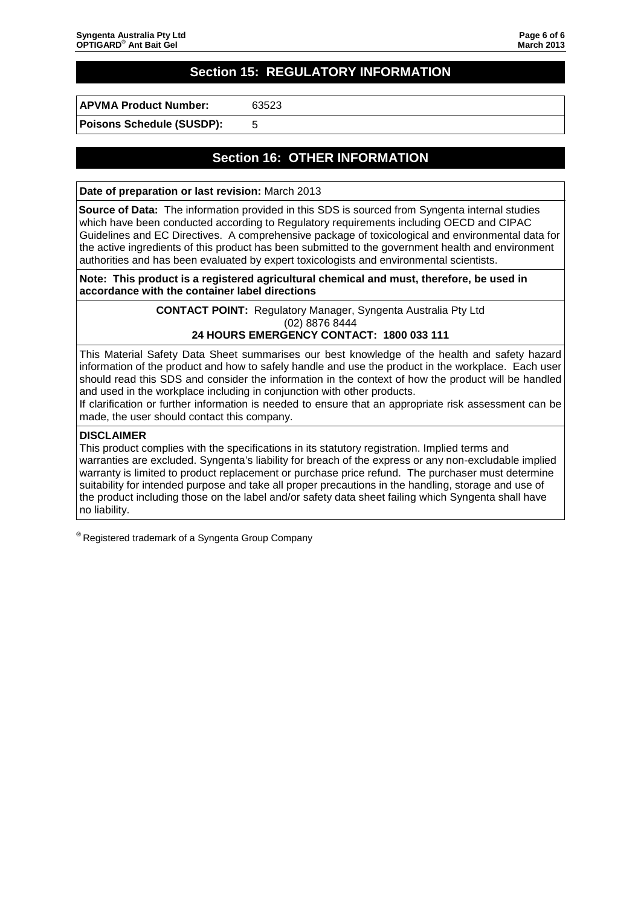## Section 15: REGULATORY INFORMATION

| | |
|---|---|
| **APVMA Product Number:** | 63523 |
| **Poisons Schedule (SUSDP):** | 5 |

## Section 16: OTHER INFORMATION

**Date of preparation or last revision:** March 2013

**Source of Data:** The information provided in this SDS is sourced from Syngenta internal studies which have been conducted according to Regulatory requirements including OECD and CIPAC Guidelines and EC Directives. A comprehensive package of toxicological and environmental data for the active ingredients of this product has been submitted to the government health and environment authorities and has been evaluated by expert toxicologists and environmental scientists.

**Note: This product is a registered agricultural chemical and must, therefore, be used in accordance with the container label directions**

**CONTACT POINT:** Regulatory Manager, Syngenta Australia Pty Ltd
(02) 8876 8444
**24 HOURS EMERGENCY CONTACT: 1800 033 111**

This Material Safety Data Sheet summarises our best knowledge of the health and safety hazard information of the product and how to safely handle and use the product in the workplace. Each user should read this SDS and consider the information in the context of how the product will be handled and used in the workplace including in conjunction with other products.
If clarification or further information is needed to ensure that an appropriate risk assessment can be made, the user should contact this company.

**DISCLAIMER**
This product complies with the specifications in its statutory registration. Implied terms and warranties are excluded. Syngenta's liability for breach of the express or any non-excludable implied warranty is limited to product replacement or purchase price refund. The purchaser must determine suitability for intended purpose and take all proper precautions in the handling, storage and use of the product including those on the label and/or safety data sheet failing which Syngenta shall have no liability.

® Registered trademark of a Syngenta Group Company